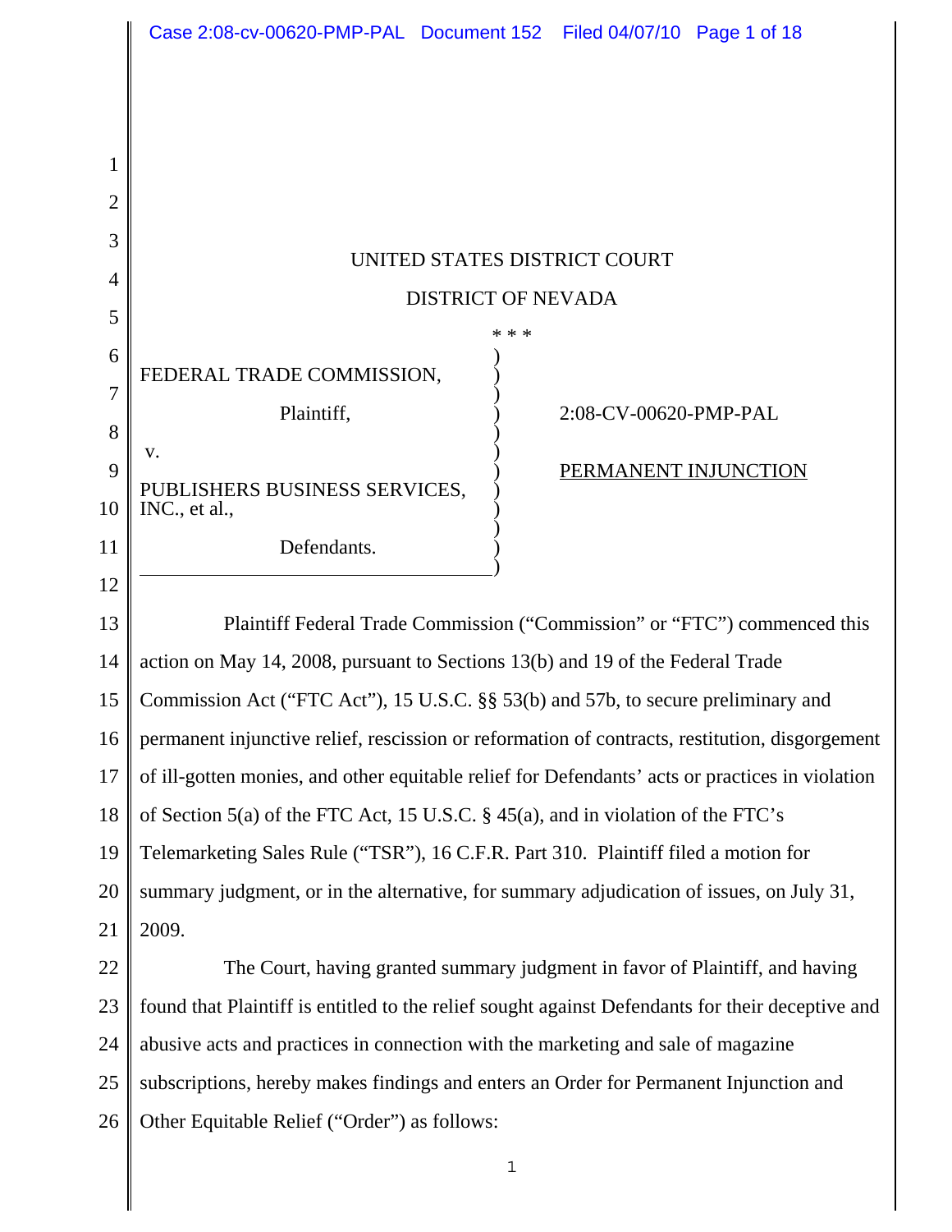UNITED STATES DISTRICT COURT

DISTRICT OF NEVADA

\* \* \*

| | | |
|---|---|---|
| FEDERAL TRADE COMMISSION, | ) | |
| Plaintiff, | ) | 2:08-CV-00620-PMP-PAL |
| v. | ) | |
| PUBLISHERS BUSINESS SERVICES, INC., et al., | ) | PERMANENT INJUNCTION |
| Defendants. | ) | |

Plaintiff Federal Trade Commission ("Commission" or "FTC") commenced this action on May 14, 2008, pursuant to Sections 13(b) and 19 of the Federal Trade Commission Act ("FTC Act"), 15 U.S.C. §§ 53(b) and 57b, to secure preliminary and permanent injunctive relief, rescission or reformation of contracts, restitution, disgorgement of ill-gotten monies, and other equitable relief for Defendants' acts or practices in violation of Section 5(a) of the FTC Act, 15 U.S.C. § 45(a), and in violation of the FTC's Telemarketing Sales Rule ("TSR"), 16 C.F.R. Part 310. Plaintiff filed a motion for summary judgment, or in the alternative, for summary adjudication of issues, on July 31, 2009.

The Court, having granted summary judgment in favor of Plaintiff, and having found that Plaintiff is entitled to the relief sought against Defendants for their deceptive and abusive acts and practices in connection with the marketing and sale of magazine subscriptions, hereby makes findings and enters an Order for Permanent Injunction and Other Equitable Relief ("Order") as follows: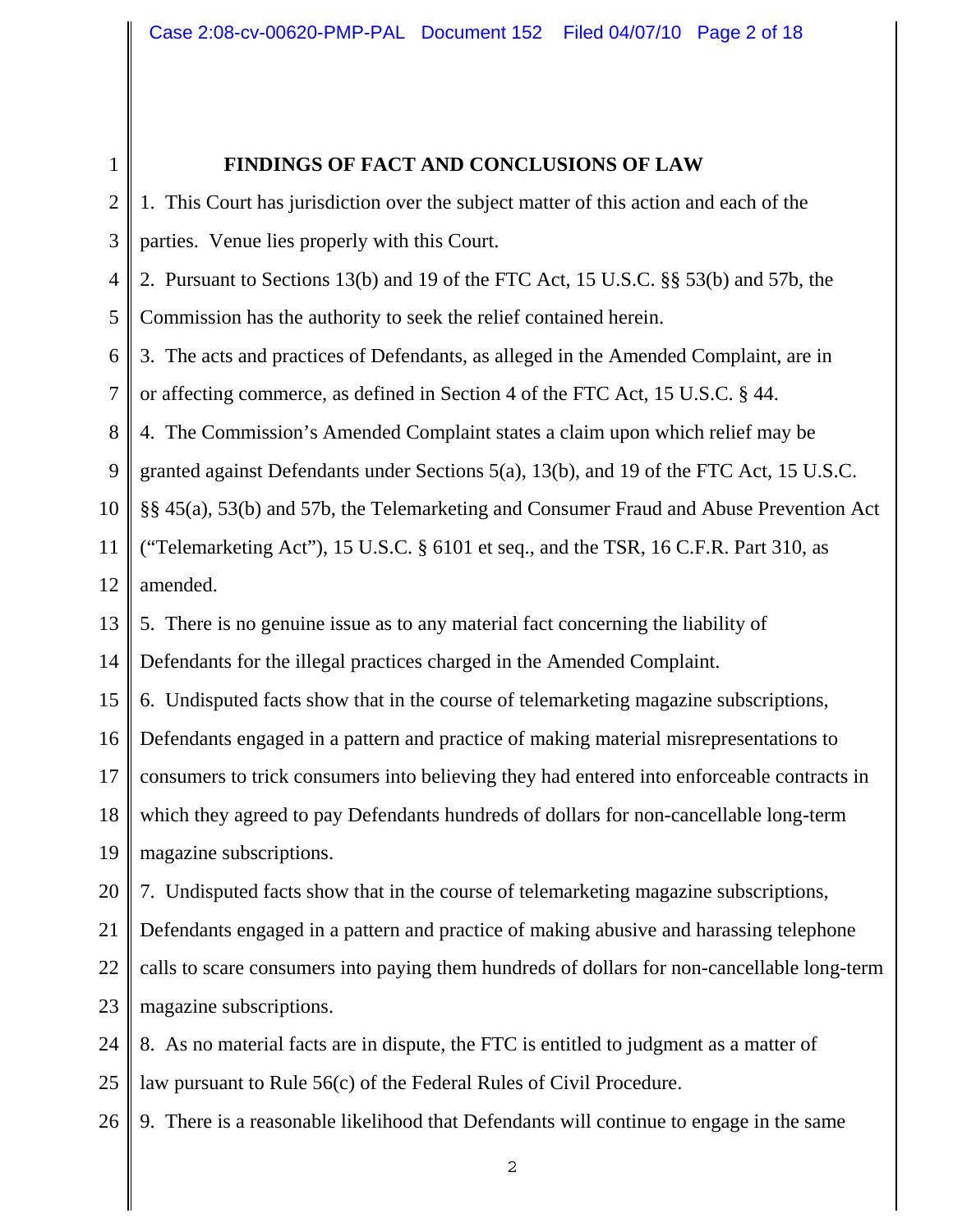## FINDINGS OF FACT AND CONCLUSIONS OF LAW

1. This Court has jurisdiction over the subject matter of this action and each of the parties. Venue lies properly with this Court.

2. Pursuant to Sections 13(b) and 19 of the FTC Act, 15 U.S.C. §§ 53(b) and 57b, the Commission has the authority to seek the relief contained herein.

3. The acts and practices of Defendants, as alleged in the Amended Complaint, are in or affecting commerce, as defined in Section 4 of the FTC Act, 15 U.S.C. § 44.

4. The Commission's Amended Complaint states a claim upon which relief may be granted against Defendants under Sections 5(a), 13(b), and 19 of the FTC Act, 15 U.S.C. §§ 45(a), 53(b) and 57b, the Telemarketing and Consumer Fraud and Abuse Prevention Act ("Telemarketing Act"), 15 U.S.C. § 6101 et seq., and the TSR, 16 C.F.R. Part 310, as amended.

5. There is no genuine issue as to any material fact concerning the liability of Defendants for the illegal practices charged in the Amended Complaint.

6. Undisputed facts show that in the course of telemarketing magazine subscriptions, Defendants engaged in a pattern and practice of making material misrepresentations to consumers to trick consumers into believing they had entered into enforceable contracts in which they agreed to pay Defendants hundreds of dollars for non-cancellable long-term magazine subscriptions.

7. Undisputed facts show that in the course of telemarketing magazine subscriptions, Defendants engaged in a pattern and practice of making abusive and harassing telephone calls to scare consumers into paying them hundreds of dollars for non-cancellable long-term magazine subscriptions.

8. As no material facts are in dispute, the FTC is entitled to judgment as a matter of law pursuant to Rule 56(c) of the Federal Rules of Civil Procedure.

9. There is a reasonable likelihood that Defendants will continue to engage in the same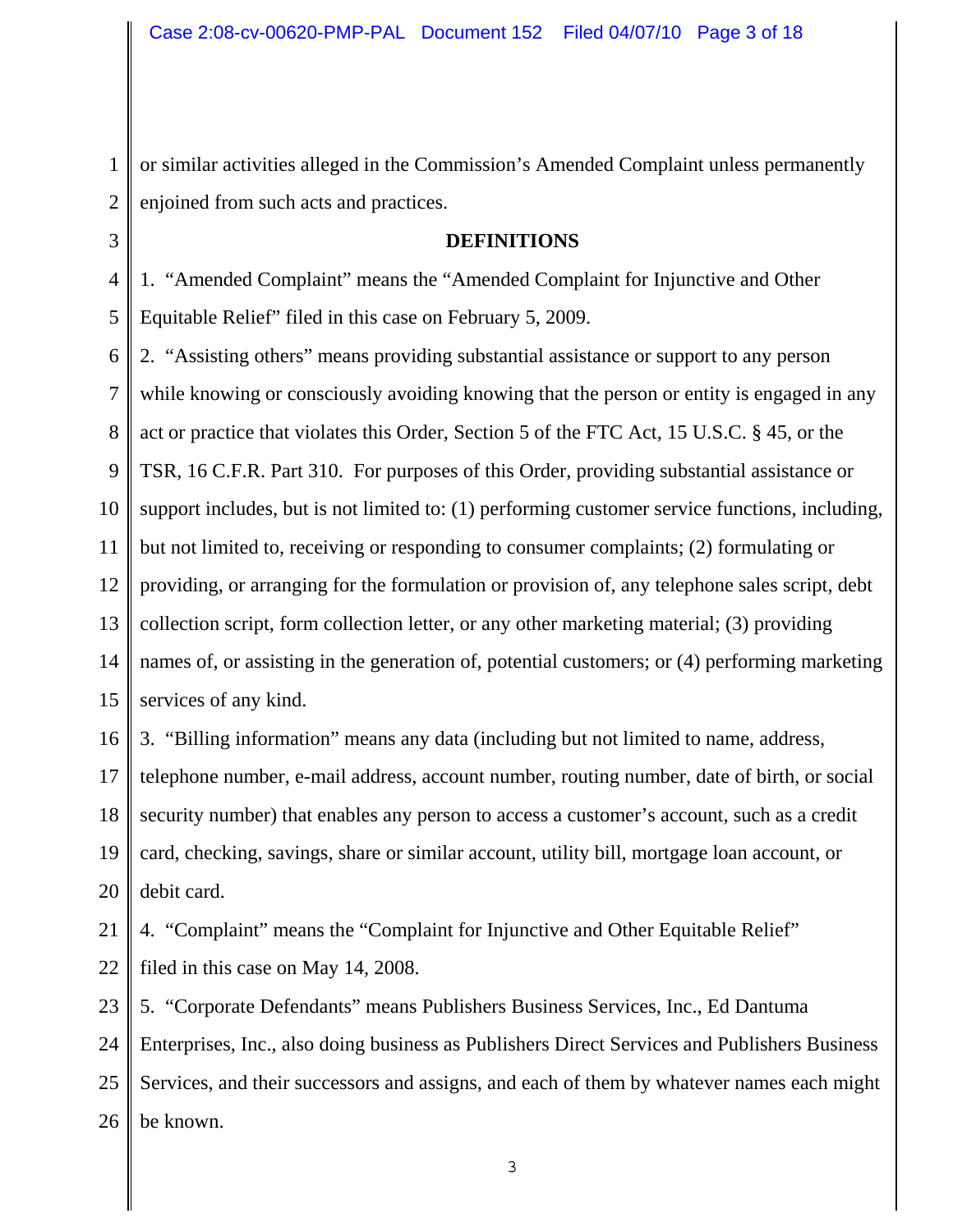or similar activities alleged in the Commission's Amended Complaint unless permanently enjoined from such acts and practices.

**DEFINITIONS**

1. "Amended Complaint" means the "Amended Complaint for Injunctive and Other Equitable Relief" filed in this case on February 5, 2009.

2. "Assisting others" means providing substantial assistance or support to any person while knowing or consciously avoiding knowing that the person or entity is engaged in any act or practice that violates this Order, Section 5 of the FTC Act, 15 U.S.C. § 45, or the TSR, 16 C.F.R. Part 310. For purposes of this Order, providing substantial assistance or support includes, but is not limited to: (1) performing customer service functions, including, but not limited to, receiving or responding to consumer complaints; (2) formulating or providing, or arranging for the formulation or provision of, any telephone sales script, debt collection script, form collection letter, or any other marketing material; (3) providing names of, or assisting in the generation of, potential customers; or (4) performing marketing services of any kind.

3. "Billing information" means any data (including but not limited to name, address, telephone number, e-mail address, account number, routing number, date of birth, or social security number) that enables any person to access a customer's account, such as a credit card, checking, savings, share or similar account, utility bill, mortgage loan account, or debit card.

4. "Complaint" means the "Complaint for Injunctive and Other Equitable Relief" filed in this case on May 14, 2008.

5. "Corporate Defendants" means Publishers Business Services, Inc., Ed Dantuma Enterprises, Inc., also doing business as Publishers Direct Services and Publishers Business Services, and their successors and assigns, and each of them by whatever names each might be known.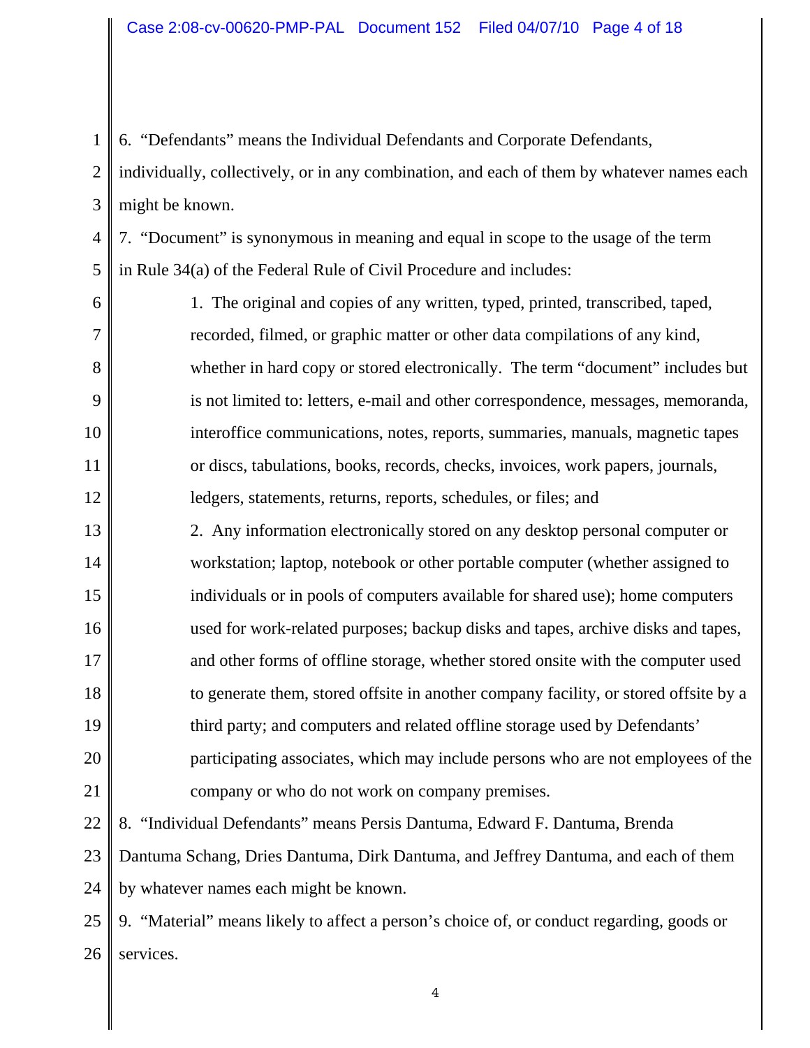6. "Defendants" means the Individual Defendants and Corporate Defendants, individually, collectively, or in any combination, and each of them by whatever names each might be known.

7. "Document" is synonymous in meaning and equal in scope to the usage of the term in Rule 34(a) of the Federal Rule of Civil Procedure and includes:

> 1. The original and copies of any written, typed, printed, transcribed, taped, recorded, filmed, or graphic matter or other data compilations of any kind, whether in hard copy or stored electronically. The term "document" includes but is not limited to: letters, e-mail and other correspondence, messages, memoranda, interoffice communications, notes, reports, summaries, manuals, magnetic tapes or discs, tabulations, books, records, checks, invoices, work papers, journals, ledgers, statements, returns, reports, schedules, or files; and
>
> 2. Any information electronically stored on any desktop personal computer or workstation; laptop, notebook or other portable computer (whether assigned to individuals or in pools of computers available for shared use); home computers used for work-related purposes; backup disks and tapes, archive disks and tapes, and other forms of offline storage, whether stored onsite with the computer used to generate them, stored offsite in another company facility, or stored offsite by a third party; and computers and related offline storage used by Defendants' participating associates, which may include persons who are not employees of the company or who do not work on company premises.

8. "Individual Defendants" means Persis Dantuma, Edward F. Dantuma, Brenda Dantuma Schang, Dries Dantuma, Dirk Dantuma, and Jeffrey Dantuma, and each of them by whatever names each might be known.

9. "Material" means likely to affect a person's choice of, or conduct regarding, goods or services.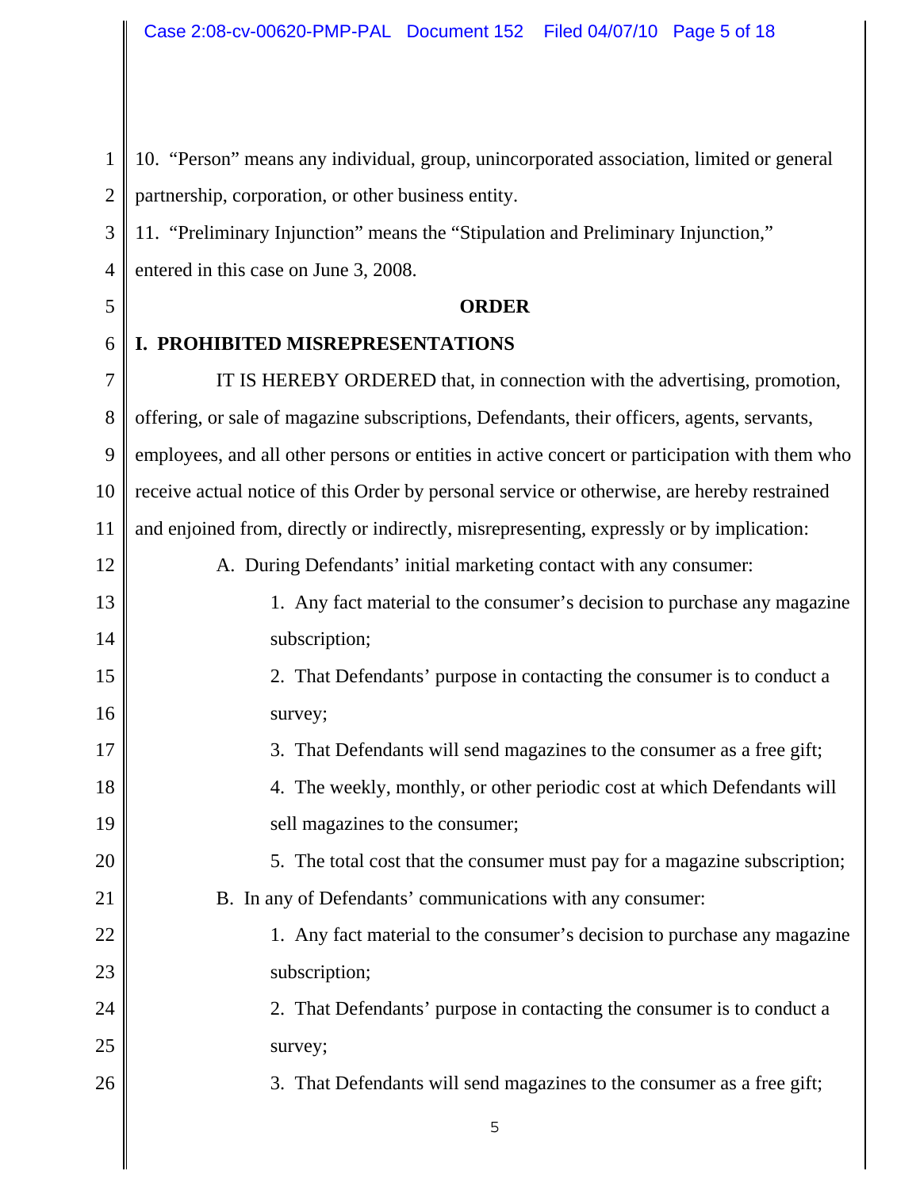10. "Person" means any individual, group, unincorporated association, limited or general partnership, corporation, or other business entity.

11. "Preliminary Injunction" means the "Stipulation and Preliminary Injunction," entered in this case on June 3, 2008.

**ORDER**

**I. PROHIBITED MISREPRESENTATIONS**

IT IS HEREBY ORDERED that, in connection with the advertising, promotion, offering, or sale of magazine subscriptions, Defendants, their officers, agents, servants, employees, and all other persons or entities in active concert or participation with them who receive actual notice of this Order by personal service or otherwise, are hereby restrained and enjoined from, directly or indirectly, misrepresenting, expressly or by implication:

A. During Defendants' initial marketing contact with any consumer:

1. Any fact material to the consumer's decision to purchase any magazine subscription;
2. That Defendants' purpose in contacting the consumer is to conduct a survey;
3. That Defendants will send magazines to the consumer as a free gift;
4. The weekly, monthly, or other periodic cost at which Defendants will sell magazines to the consumer;
5. The total cost that the consumer must pay for a magazine subscription;

B. In any of Defendants' communications with any consumer:

1. Any fact material to the consumer's decision to purchase any magazine subscription;
2. That Defendants' purpose in contacting the consumer is to conduct a survey;
3. That Defendants will send magazines to the consumer as a free gift;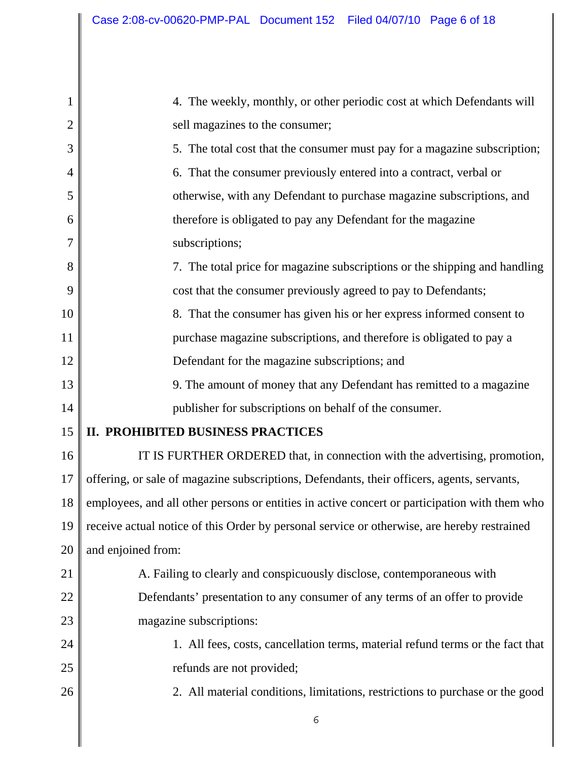4. The weekly, monthly, or other periodic cost at which Defendants will sell magazines to the consumer;

5. The total cost that the consumer must pay for a magazine subscription;

6. That the consumer previously entered into a contract, verbal or otherwise, with any Defendant to purchase magazine subscriptions, and therefore is obligated to pay any Defendant for the magazine subscriptions;

7. The total price for magazine subscriptions or the shipping and handling cost that the consumer previously agreed to pay to Defendants;

8. That the consumer has given his or her express informed consent to purchase magazine subscriptions, and therefore is obligated to pay a Defendant for the magazine subscriptions; and

9. The amount of money that any Defendant has remitted to a magazine publisher for subscriptions on behalf of the consumer.

## II. PROHIBITED BUSINESS PRACTICES

IT IS FURTHER ORDERED that, in connection with the advertising, promotion, offering, or sale of magazine subscriptions, Defendants, their officers, agents, servants, employees, and all other persons or entities in active concert or participation with them who receive actual notice of this Order by personal service or otherwise, are hereby restrained and enjoined from:

A. Failing to clearly and conspicuously disclose, contemporaneous with Defendants' presentation to any consumer of any terms of an offer to provide magazine subscriptions:

1. All fees, costs, cancellation terms, material refund terms or the fact that refunds are not provided;

2. All material conditions, limitations, restrictions to purchase or the good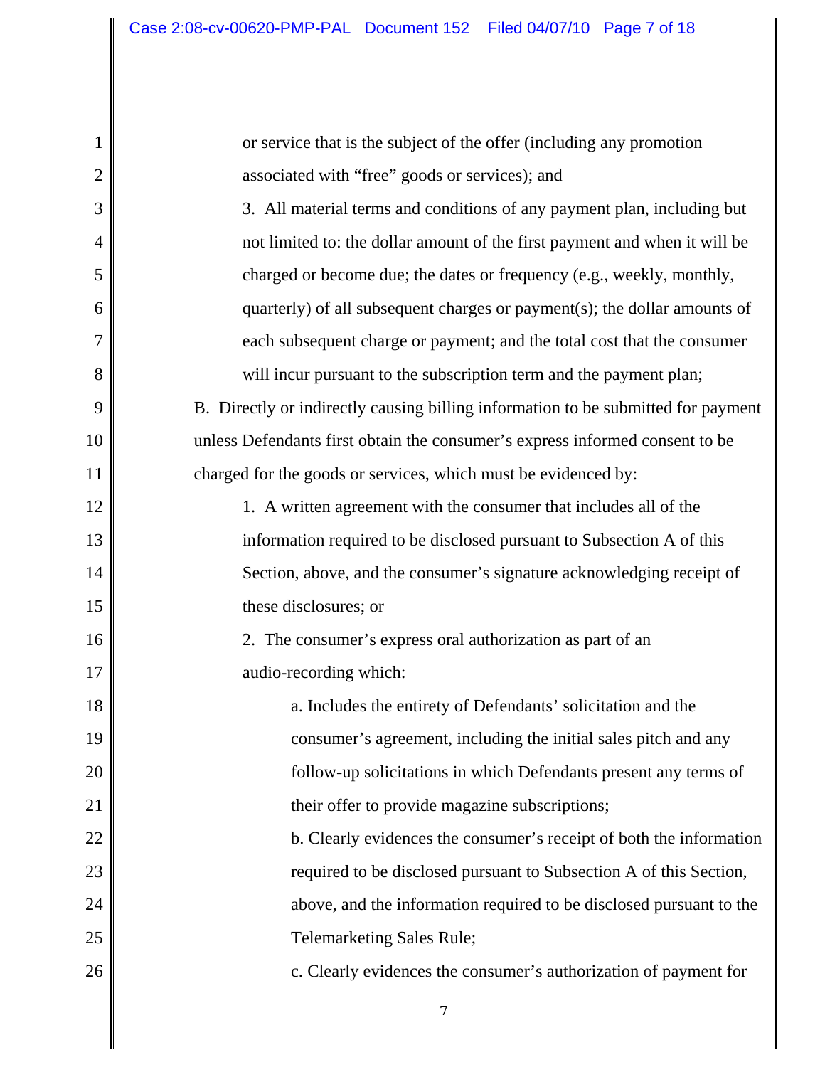or service that is the subject of the offer (including any promotion associated with "free" goods or services); and

3. All material terms and conditions of any payment plan, including but not limited to: the dollar amount of the first payment and when it will be charged or become due; the dates or frequency (e.g., weekly, monthly, quarterly) of all subsequent charges or payment(s); the dollar amounts of each subsequent charge or payment; and the total cost that the consumer will incur pursuant to the subscription term and the payment plan;

B. Directly or indirectly causing billing information to be submitted for payment unless Defendants first obtain the consumer's express informed consent to be charged for the goods or services, which must be evidenced by:

1. A written agreement with the consumer that includes all of the information required to be disclosed pursuant to Subsection A of this Section, above, and the consumer's signature acknowledging receipt of these disclosures; or

2. The consumer's express oral authorization as part of an audio-recording which:

a. Includes the entirety of Defendants' solicitation and the consumer's agreement, including the initial sales pitch and any follow-up solicitations in which Defendants present any terms of their offer to provide magazine subscriptions;

b. Clearly evidences the consumer's receipt of both the information required to be disclosed pursuant to Subsection A of this Section, above, and the information required to be disclosed pursuant to the Telemarketing Sales Rule;

c. Clearly evidences the consumer's authorization of payment for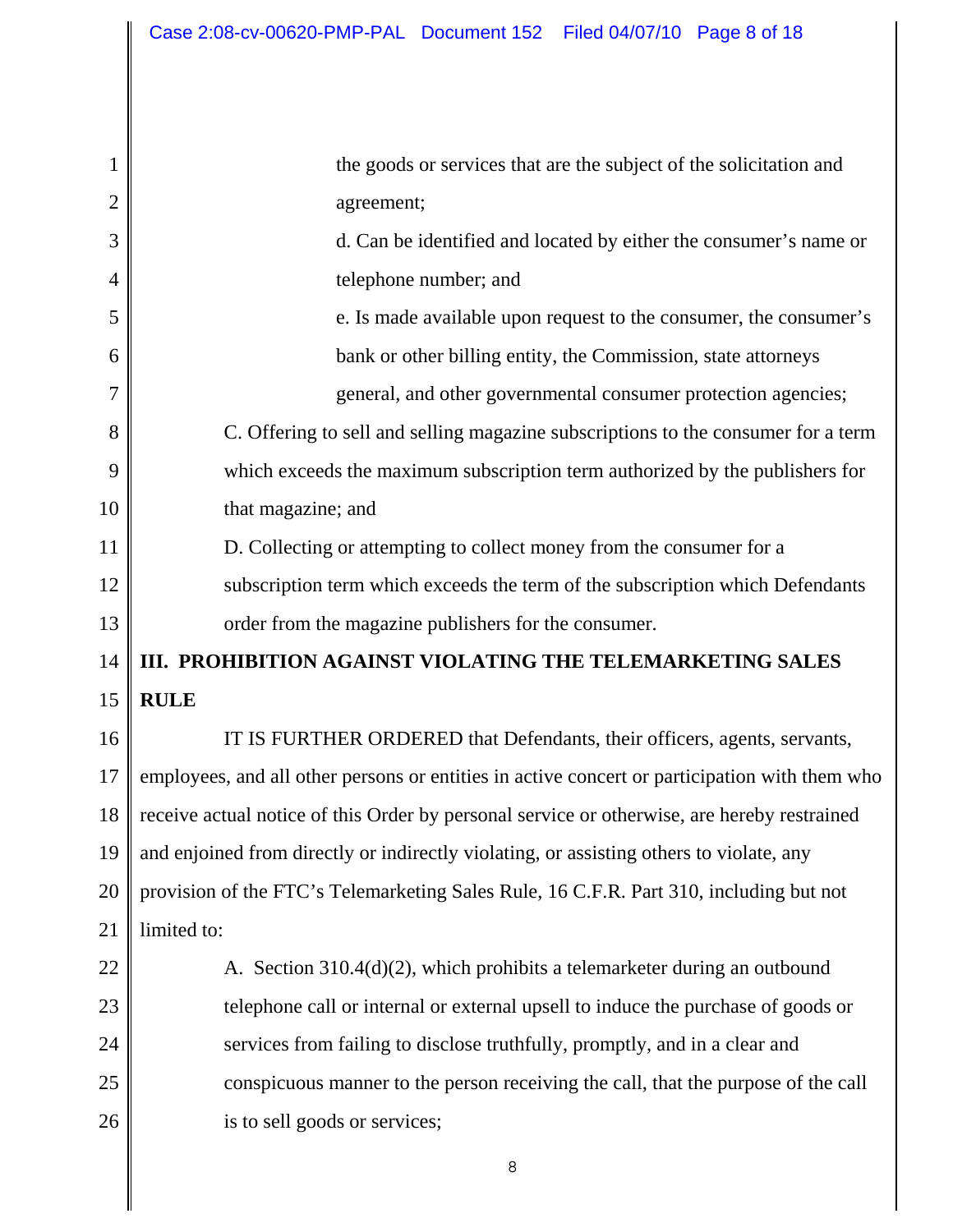the goods or services that are the subject of the solicitation and agreement;

d. Can be identified and located by either the consumer's name or telephone number; and

e. Is made available upon request to the consumer, the consumer's bank or other billing entity, the Commission, state attorneys general, and other governmental consumer protection agencies;

C. Offering to sell and selling magazine subscriptions to the consumer for a term which exceeds the maximum subscription term authorized by the publishers for that magazine; and

D. Collecting or attempting to collect money from the consumer for a subscription term which exceeds the term of the subscription which Defendants order from the magazine publishers for the consumer.

**III. PROHIBITION AGAINST VIOLATING THE TELEMARKETING SALES RULE**

IT IS FURTHER ORDERED that Defendants, their officers, agents, servants, employees, and all other persons or entities in active concert or participation with them who receive actual notice of this Order by personal service or otherwise, are hereby restrained and enjoined from directly or indirectly violating, or assisting others to violate, any provision of the FTC's Telemarketing Sales Rule, 16 C.F.R. Part 310, including but not limited to:

A. Section 310.4(d)(2), which prohibits a telemarketer during an outbound telephone call or internal or external upsell to induce the purchase of goods or services from failing to disclose truthfully, promptly, and in a clear and conspicuous manner to the person receiving the call, that the purpose of the call is to sell goods or services;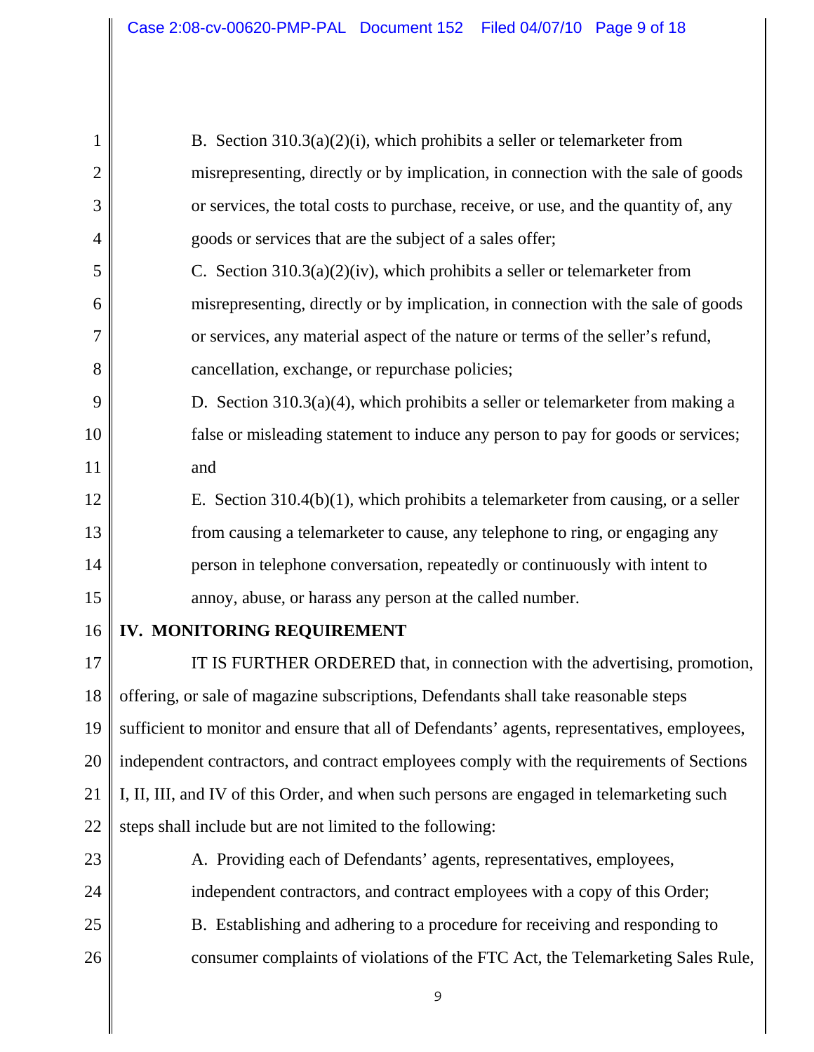B. Section 310.3(a)(2)(i), which prohibits a seller or telemarketer from misrepresenting, directly or by implication, in connection with the sale of goods or services, the total costs to purchase, receive, or use, and the quantity of, any goods or services that are the subject of a sales offer;

C. Section 310.3(a)(2)(iv), which prohibits a seller or telemarketer from misrepresenting, directly or by implication, in connection with the sale of goods or services, any material aspect of the nature or terms of the seller's refund, cancellation, exchange, or repurchase policies;

D. Section 310.3(a)(4), which prohibits a seller or telemarketer from making a false or misleading statement to induce any person to pay for goods or services; and

E. Section 310.4(b)(1), which prohibits a telemarketer from causing, or a seller from causing a telemarketer to cause, any telephone to ring, or engaging any person in telephone conversation, repeatedly or continuously with intent to annoy, abuse, or harass any person at the called number.

## IV. MONITORING REQUIREMENT

IT IS FURTHER ORDERED that, in connection with the advertising, promotion, offering, or sale of magazine subscriptions, Defendants shall take reasonable steps sufficient to monitor and ensure that all of Defendants' agents, representatives, employees, independent contractors, and contract employees comply with the requirements of Sections I, II, III, and IV of this Order, and when such persons are engaged in telemarketing such steps shall include but are not limited to the following:

A. Providing each of Defendants' agents, representatives, employees, independent contractors, and contract employees with a copy of this Order;

B. Establishing and adhering to a procedure for receiving and responding to consumer complaints of violations of the FTC Act, the Telemarketing Sales Rule,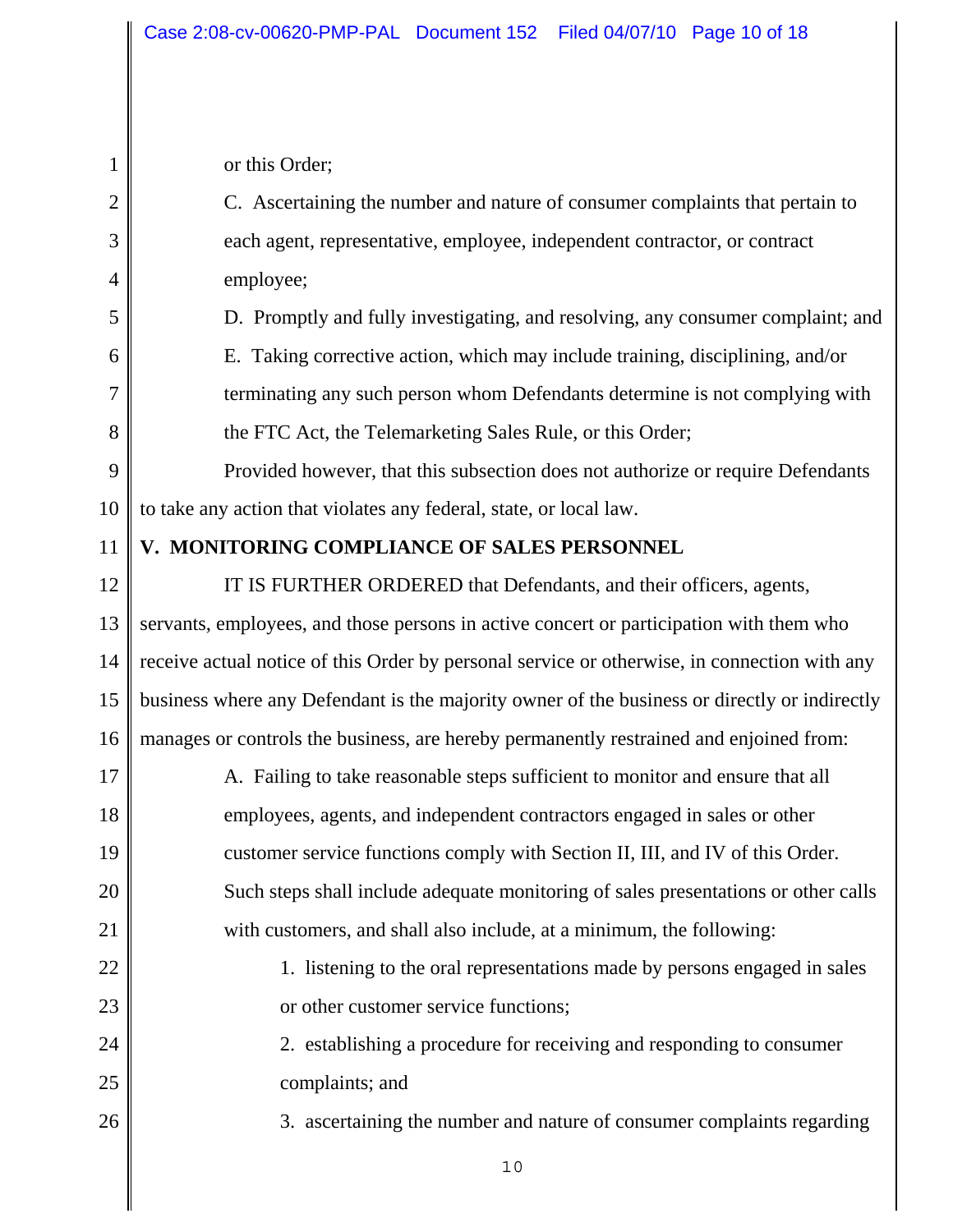or this Order;

C. Ascertaining the number and nature of consumer complaints that pertain to each agent, representative, employee, independent contractor, or contract employee;

D. Promptly and fully investigating, and resolving, any consumer complaint; and

E. Taking corrective action, which may include training, disciplining, and/or terminating any such person whom Defendants determine is not complying with the FTC Act, the Telemarketing Sales Rule, or this Order;

Provided however, that this subsection does not authorize or require Defendants to take any action that violates any federal, state, or local law.

**V. MONITORING COMPLIANCE OF SALES PERSONNEL**

IT IS FURTHER ORDERED that Defendants, and their officers, agents, servants, employees, and those persons in active concert or participation with them who receive actual notice of this Order by personal service or otherwise, in connection with any business where any Defendant is the majority owner of the business or directly or indirectly manages or controls the business, are hereby permanently restrained and enjoined from:

A. Failing to take reasonable steps sufficient to monitor and ensure that all employees, agents, and independent contractors engaged in sales or other customer service functions comply with Section II, III, and IV of this Order. Such steps shall include adequate monitoring of sales presentations or other calls with customers, and shall also include, at a minimum, the following:

1. listening to the oral representations made by persons engaged in sales or other customer service functions;

2. establishing a procedure for receiving and responding to consumer complaints; and

3. ascertaining the number and nature of consumer complaints regarding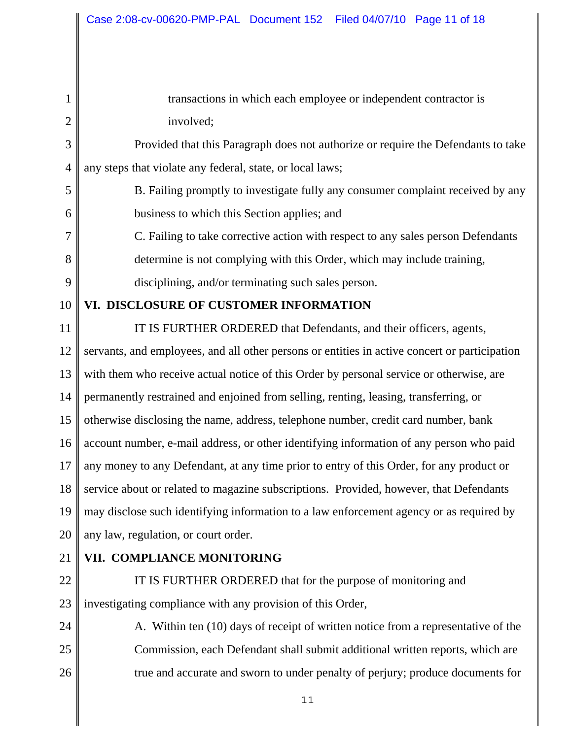transactions in which each employee or independent contractor is involved;

Provided that this Paragraph does not authorize or require the Defendants to take any steps that violate any federal, state, or local laws;

B. Failing promptly to investigate fully any consumer complaint received by any business to which this Section applies; and

C. Failing to take corrective action with respect to any sales person Defendants determine is not complying with this Order, which may include training, disciplining, and/or terminating such sales person.

## VI. DISCLOSURE OF CUSTOMER INFORMATION

IT IS FURTHER ORDERED that Defendants, and their officers, agents, servants, and employees, and all other persons or entities in active concert or participation with them who receive actual notice of this Order by personal service or otherwise, are permanently restrained and enjoined from selling, renting, leasing, transferring, or otherwise disclosing the name, address, telephone number, credit card number, bank account number, e-mail address, or other identifying information of any person who paid any money to any Defendant, at any time prior to entry of this Order, for any product or service about or related to magazine subscriptions. Provided, however, that Defendants may disclose such identifying information to a law enforcement agency or as required by any law, regulation, or court order.

## VII. COMPLIANCE MONITORING

IT IS FURTHER ORDERED that for the purpose of monitoring and investigating compliance with any provision of this Order,

A. Within ten (10) days of receipt of written notice from a representative of the Commission, each Defendant shall submit additional written reports, which are true and accurate and sworn to under penalty of perjury; produce documents for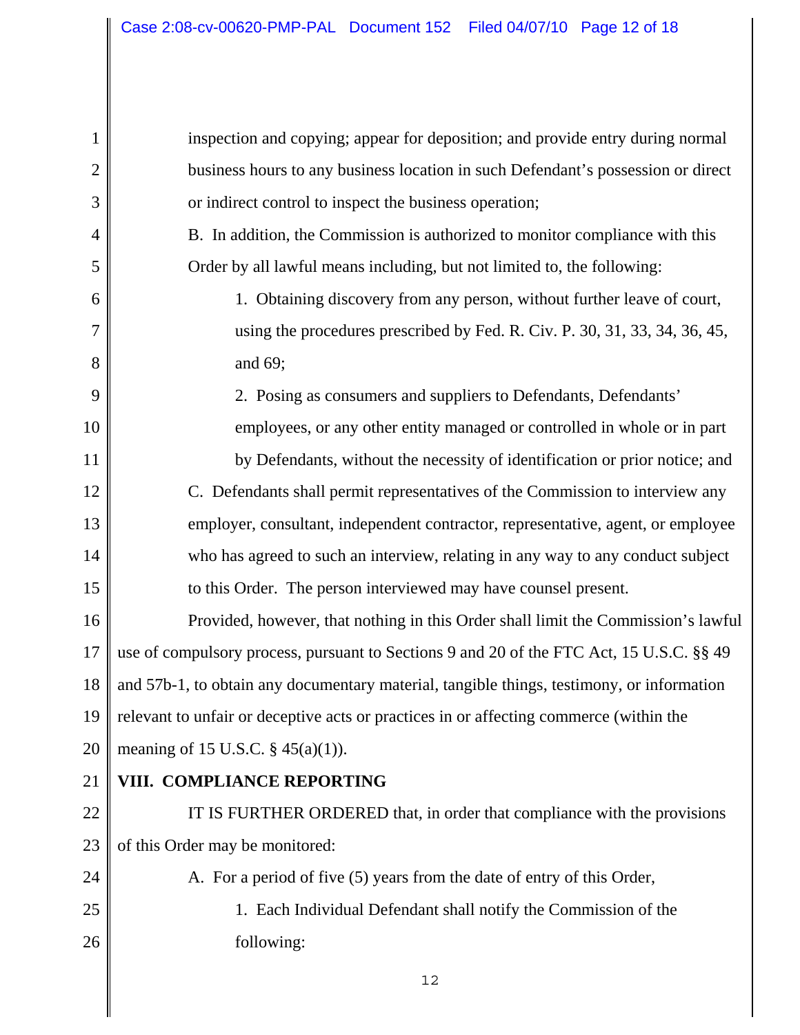inspection and copying; appear for deposition; and provide entry during normal business hours to any business location in such Defendant's possession or direct or indirect control to inspect the business operation;

B. In addition, the Commission is authorized to monitor compliance with this Order by all lawful means including, but not limited to, the following:

1. Obtaining discovery from any person, without further leave of court, using the procedures prescribed by Fed. R. Civ. P. 30, 31, 33, 34, 36, 45, and 69;

2. Posing as consumers and suppliers to Defendants, Defendants' employees, or any other entity managed or controlled in whole or in part by Defendants, without the necessity of identification or prior notice; and

C. Defendants shall permit representatives of the Commission to interview any employer, consultant, independent contractor, representative, agent, or employee who has agreed to such an interview, relating in any way to any conduct subject to this Order. The person interviewed may have counsel present.

Provided, however, that nothing in this Order shall limit the Commission's lawful use of compulsory process, pursuant to Sections 9 and 20 of the FTC Act, 15 U.S.C. §§ 49 and 57b-1, to obtain any documentary material, tangible things, testimony, or information relevant to unfair or deceptive acts or practices in or affecting commerce (within the meaning of 15 U.S.C. § 45(a)(1)).

## VIII. COMPLIANCE REPORTING

IT IS FURTHER ORDERED that, in order that compliance with the provisions of this Order may be monitored:

A. For a period of five (5) years from the date of entry of this Order,

1. Each Individual Defendant shall notify the Commission of the following: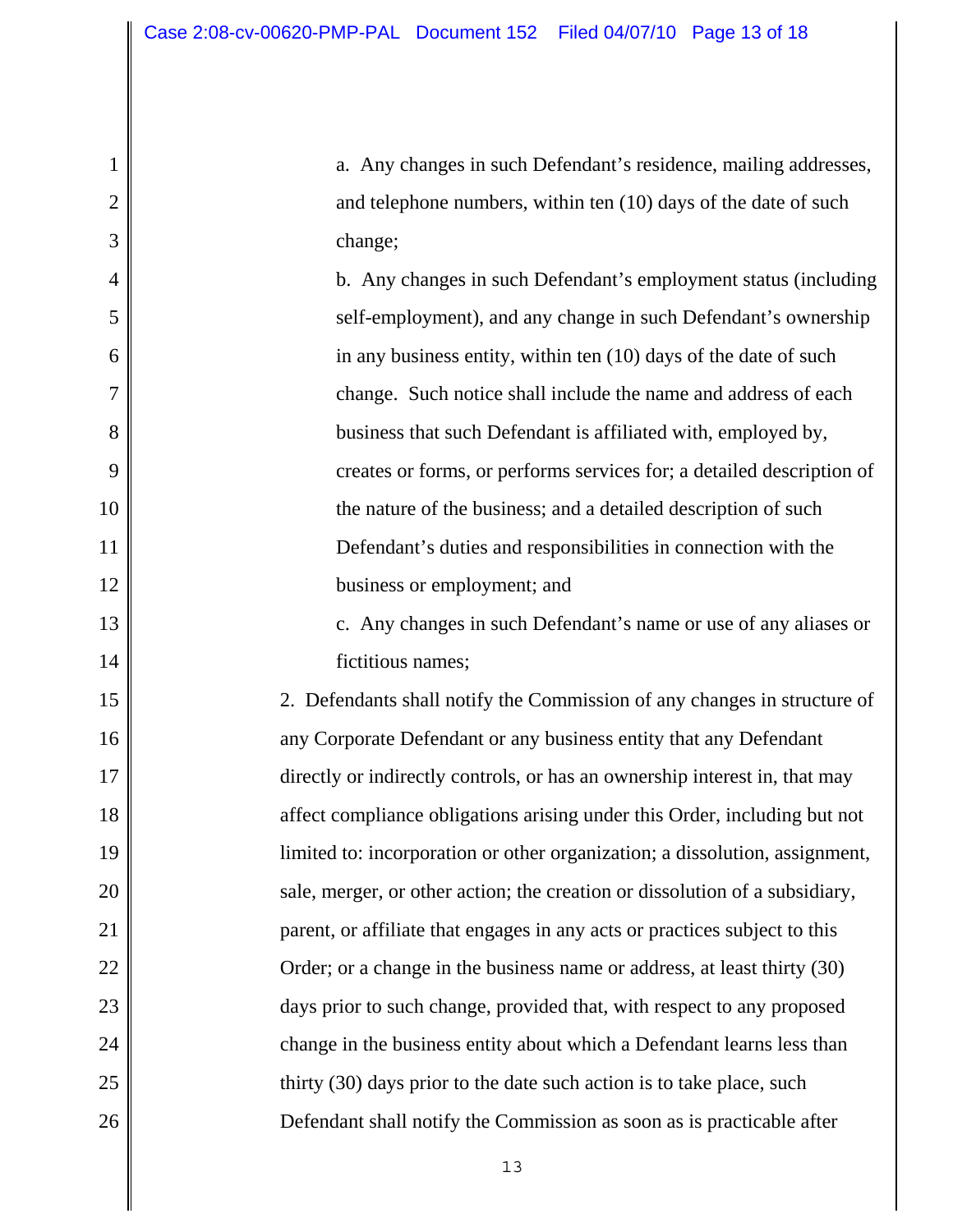a. Any changes in such Defendant's residence, mailing addresses, and telephone numbers, within ten (10) days of the date of such change;

b. Any changes in such Defendant's employment status (including self-employment), and any change in such Defendant's ownership in any business entity, within ten (10) days of the date of such change. Such notice shall include the name and address of each business that such Defendant is affiliated with, employed by, creates or forms, or performs services for; a detailed description of the nature of the business; and a detailed description of such Defendant's duties and responsibilities in connection with the business or employment; and

c. Any changes in such Defendant's name or use of any aliases or fictitious names;

2. Defendants shall notify the Commission of any changes in structure of any Corporate Defendant or any business entity that any Defendant directly or indirectly controls, or has an ownership interest in, that may affect compliance obligations arising under this Order, including but not limited to: incorporation or other organization; a dissolution, assignment, sale, merger, or other action; the creation or dissolution of a subsidiary, parent, or affiliate that engages in any acts or practices subject to this Order; or a change in the business name or address, at least thirty (30) days prior to such change, provided that, with respect to any proposed change in the business entity about which a Defendant learns less than thirty (30) days prior to the date such action is to take place, such Defendant shall notify the Commission as soon as is practicable after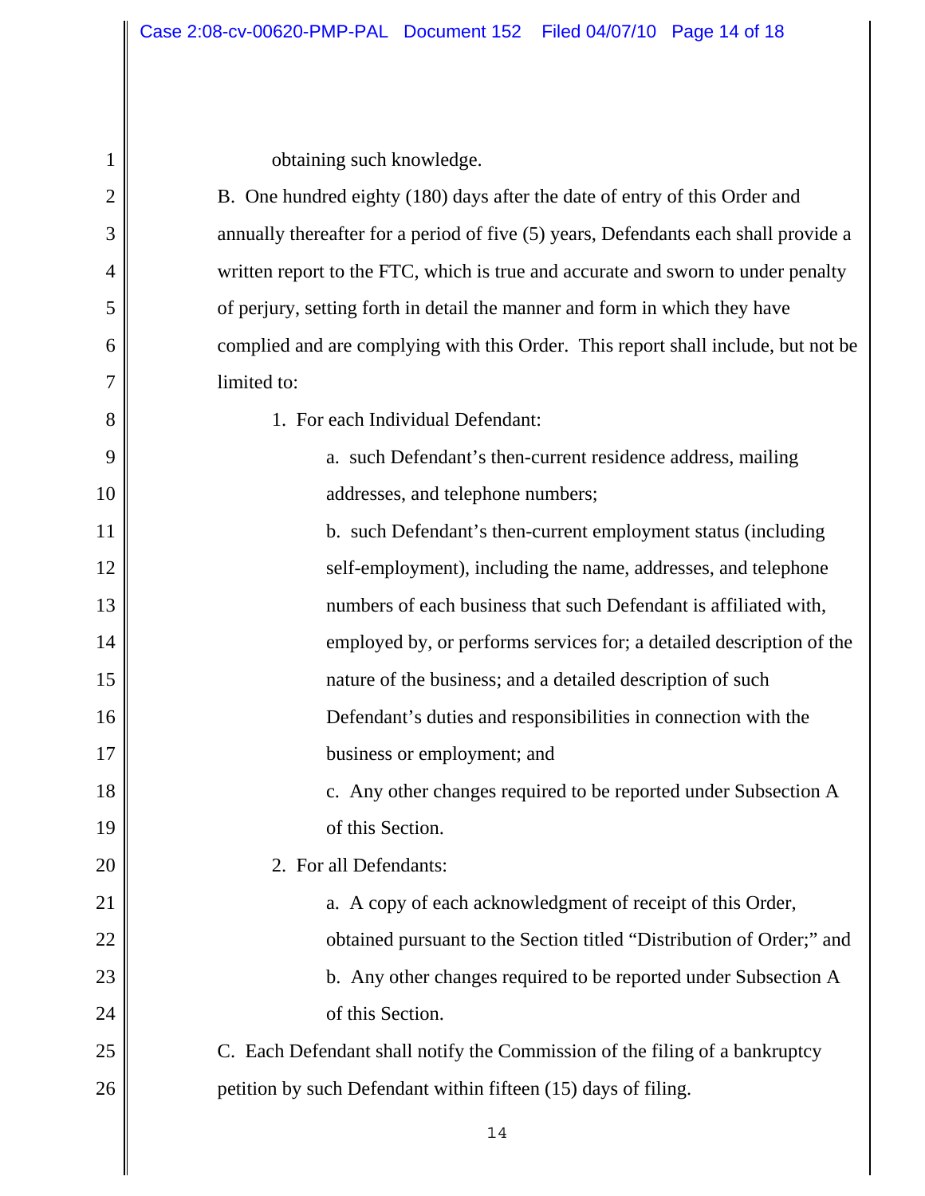obtaining such knowledge.

B. One hundred eighty (180) days after the date of entry of this Order and annually thereafter for a period of five (5) years, Defendants each shall provide a written report to the FTC, which is true and accurate and sworn to under penalty of perjury, setting forth in detail the manner and form in which they have complied and are complying with this Order. This report shall include, but not be limited to:

1. For each Individual Defendant:

   a. such Defendant's then-current residence address, mailing addresses, and telephone numbers;

   b. such Defendant's then-current employment status (including self-employment), including the name, addresses, and telephone numbers of each business that such Defendant is affiliated with, employed by, or performs services for; a detailed description of the nature of the business; and a detailed description of such Defendant's duties and responsibilities in connection with the business or employment; and

   c. Any other changes required to be reported under Subsection A of this Section.

2. For all Defendants:

   a. A copy of each acknowledgment of receipt of this Order, obtained pursuant to the Section titled "Distribution of Order;" and

   b. Any other changes required to be reported under Subsection A of this Section.

C. Each Defendant shall notify the Commission of the filing of a bankruptcy petition by such Defendant within fifteen (15) days of filing.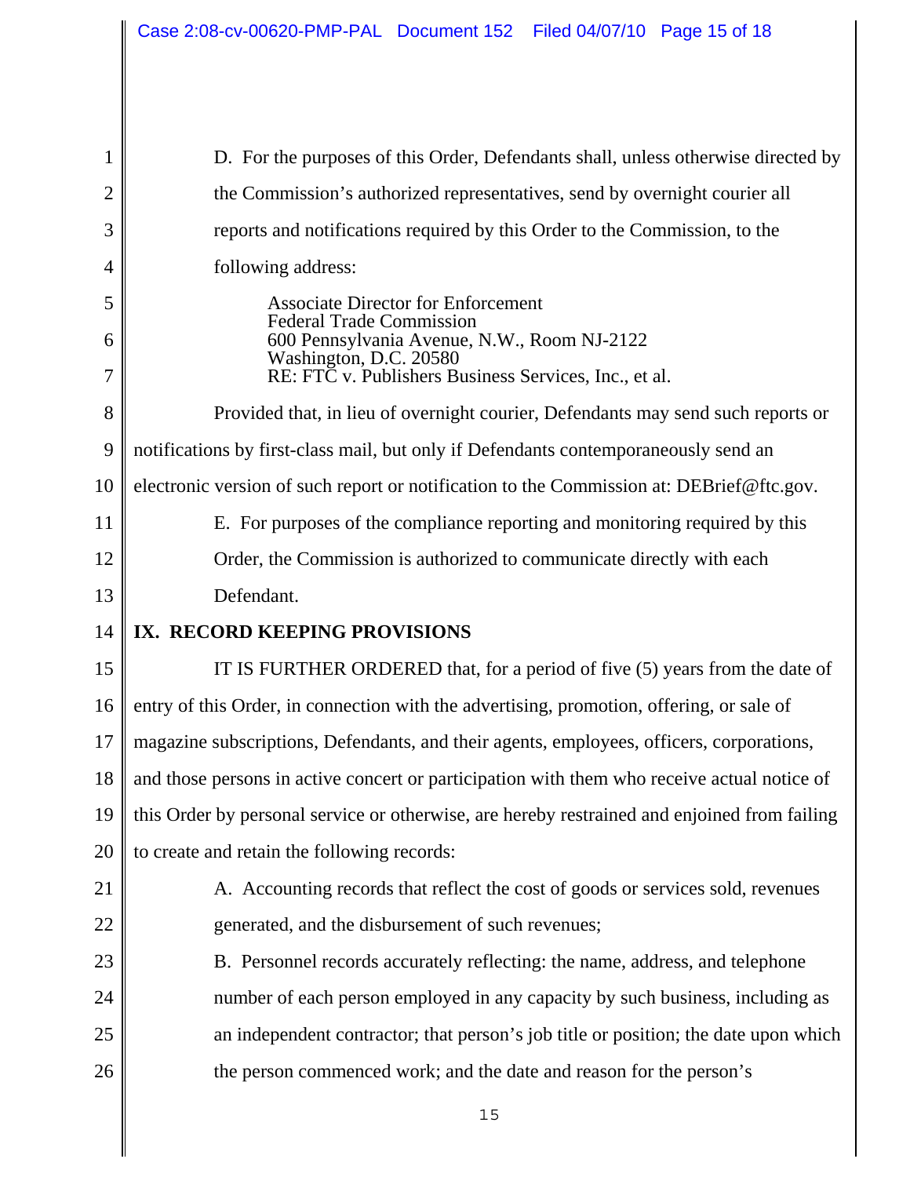D. For the purposes of this Order, Defendants shall, unless otherwise directed by the Commission's authorized representatives, send by overnight courier all reports and notifications required by this Order to the Commission, to the following address:

> Associate Director for Enforcement
> Federal Trade Commission
> 600 Pennsylvania Avenue, N.W., Room NJ-2122
> Washington, D.C. 20580
> RE: FTC v. Publishers Business Services, Inc., et al.

Provided that, in lieu of overnight courier, Defendants may send such reports or notifications by first-class mail, but only if Defendants contemporaneously send an electronic version of such report or notification to the Commission at: DEBrief@ftc.gov.

E. For purposes of the compliance reporting and monitoring required by this Order, the Commission is authorized to communicate directly with each Defendant.

## IX. RECORD KEEPING PROVISIONS

IT IS FURTHER ORDERED that, for a period of five (5) years from the date of entry of this Order, in connection with the advertising, promotion, offering, or sale of magazine subscriptions, Defendants, and their agents, employees, officers, corporations, and those persons in active concert or participation with them who receive actual notice of this Order by personal service or otherwise, are hereby restrained and enjoined from failing to create and retain the following records:

A. Accounting records that reflect the cost of goods or services sold, revenues generated, and the disbursement of such revenues;

B. Personnel records accurately reflecting: the name, address, and telephone number of each person employed in any capacity by such business, including as an independent contractor; that person's job title or position; the date upon which the person commenced work; and the date and reason for the person's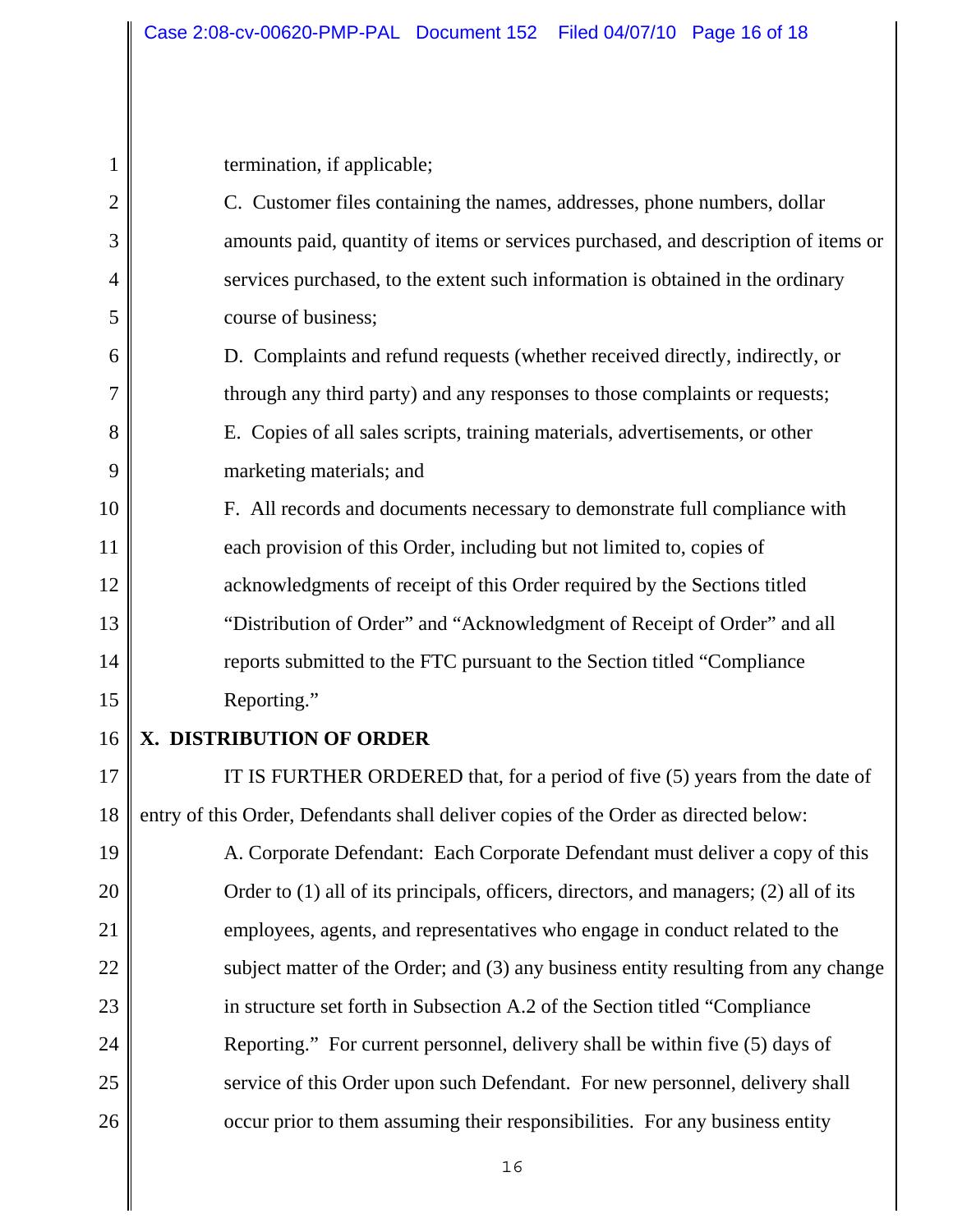termination, if applicable;

C. Customer files containing the names, addresses, phone numbers, dollar amounts paid, quantity of items or services purchased, and description of items or services purchased, to the extent such information is obtained in the ordinary course of business;

D. Complaints and refund requests (whether received directly, indirectly, or through any third party) and any responses to those complaints or requests;

E. Copies of all sales scripts, training materials, advertisements, or other marketing materials; and

F. All records and documents necessary to demonstrate full compliance with each provision of this Order, including but not limited to, copies of acknowledgments of receipt of this Order required by the Sections titled "Distribution of Order" and "Acknowledgment of Receipt of Order" and all reports submitted to the FTC pursuant to the Section titled "Compliance Reporting."

**X. DISTRIBUTION OF ORDER**

IT IS FURTHER ORDERED that, for a period of five (5) years from the date of entry of this Order, Defendants shall deliver copies of the Order as directed below:

A. Corporate Defendant: Each Corporate Defendant must deliver a copy of this Order to (1) all of its principals, officers, directors, and managers; (2) all of its employees, agents, and representatives who engage in conduct related to the subject matter of the Order; and (3) any business entity resulting from any change in structure set forth in Subsection A.2 of the Section titled "Compliance Reporting." For current personnel, delivery shall be within five (5) days of service of this Order upon such Defendant. For new personnel, delivery shall occur prior to them assuming their responsibilities. For any business entity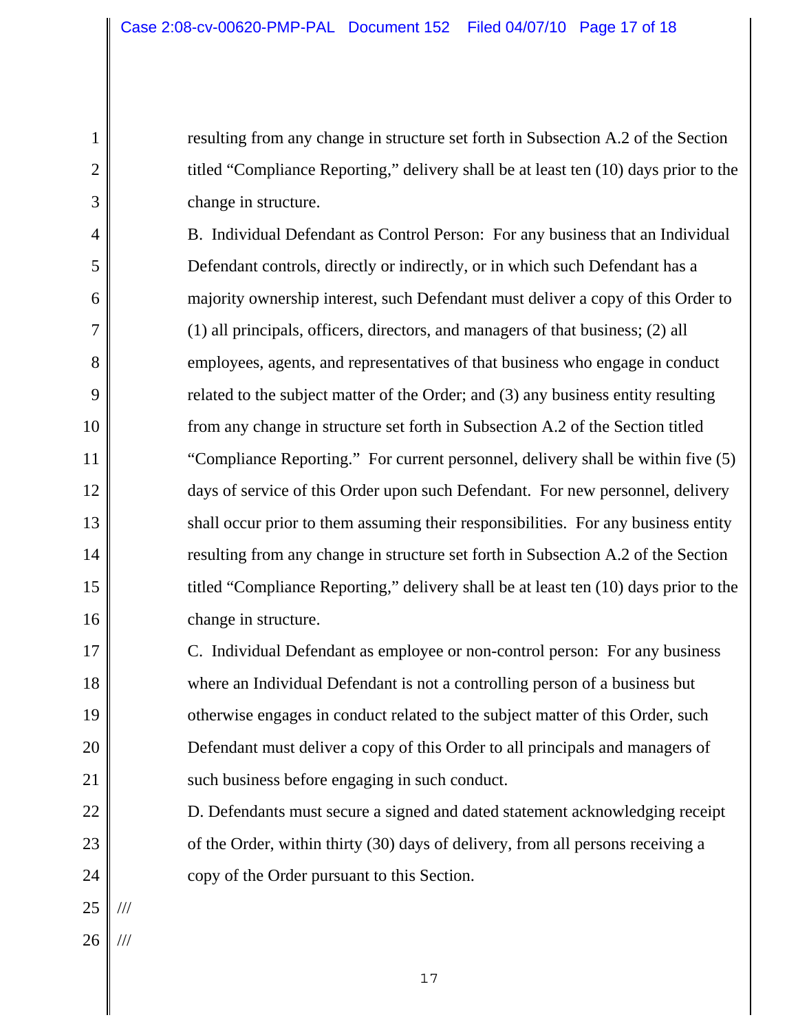resulting from any change in structure set forth in Subsection A.2 of the Section titled "Compliance Reporting," delivery shall be at least ten (10) days prior to the change in structure.

B. Individual Defendant as Control Person: For any business that an Individual Defendant controls, directly or indirectly, or in which such Defendant has a majority ownership interest, such Defendant must deliver a copy of this Order to (1) all principals, officers, directors, and managers of that business; (2) all employees, agents, and representatives of that business who engage in conduct related to the subject matter of the Order; and (3) any business entity resulting from any change in structure set forth in Subsection A.2 of the Section titled "Compliance Reporting." For current personnel, delivery shall be within five (5) days of service of this Order upon such Defendant. For new personnel, delivery shall occur prior to them assuming their responsibilities. For any business entity resulting from any change in structure set forth in Subsection A.2 of the Section titled "Compliance Reporting," delivery shall be at least ten (10) days prior to the change in structure.

C. Individual Defendant as employee or non-control person: For any business where an Individual Defendant is not a controlling person of a business but otherwise engages in conduct related to the subject matter of this Order, such Defendant must deliver a copy of this Order to all principals and managers of such business before engaging in such conduct.

D. Defendants must secure a signed and dated statement acknowledging receipt of the Order, within thirty (30) days of delivery, from all persons receiving a copy of the Order pursuant to this Section.

///

///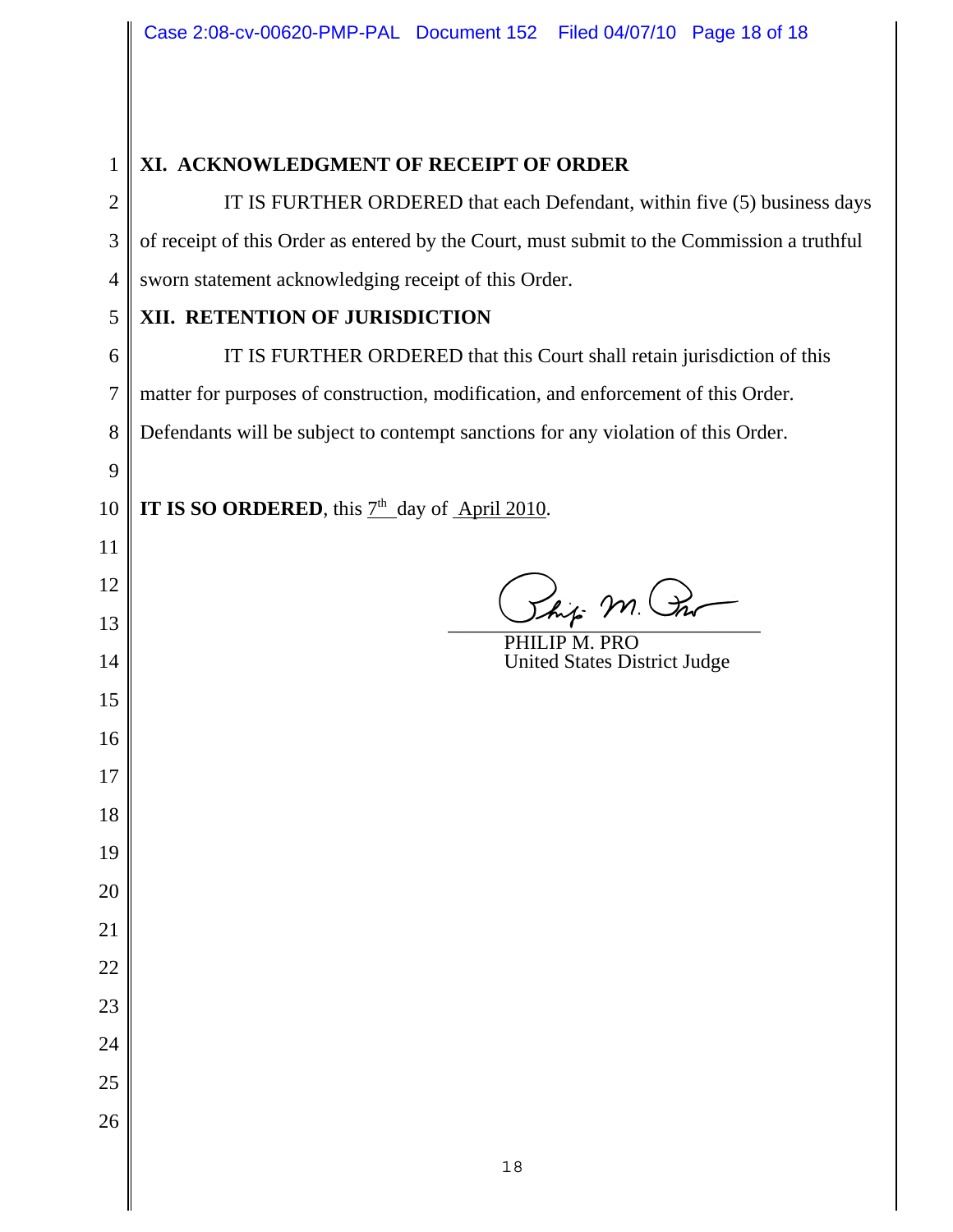## XI. ACKNOWLEDGMENT OF RECEIPT OF ORDER

IT IS FURTHER ORDERED that each Defendant, within five (5) business days of receipt of this Order as entered by the Court, must submit to the Commission a truthful sworn statement acknowledging receipt of this Order.

## XII. RETENTION OF JURISDICTION

IT IS FURTHER ORDERED that this Court shall retain jurisdiction of this matter for purposes of construction, modification, and enforcement of this Order. Defendants will be subject to contempt sanctions for any violation of this Order.

**IT IS SO ORDERED**, this 7th day of April 2010.

PHILIP M. PRO
United States District Judge